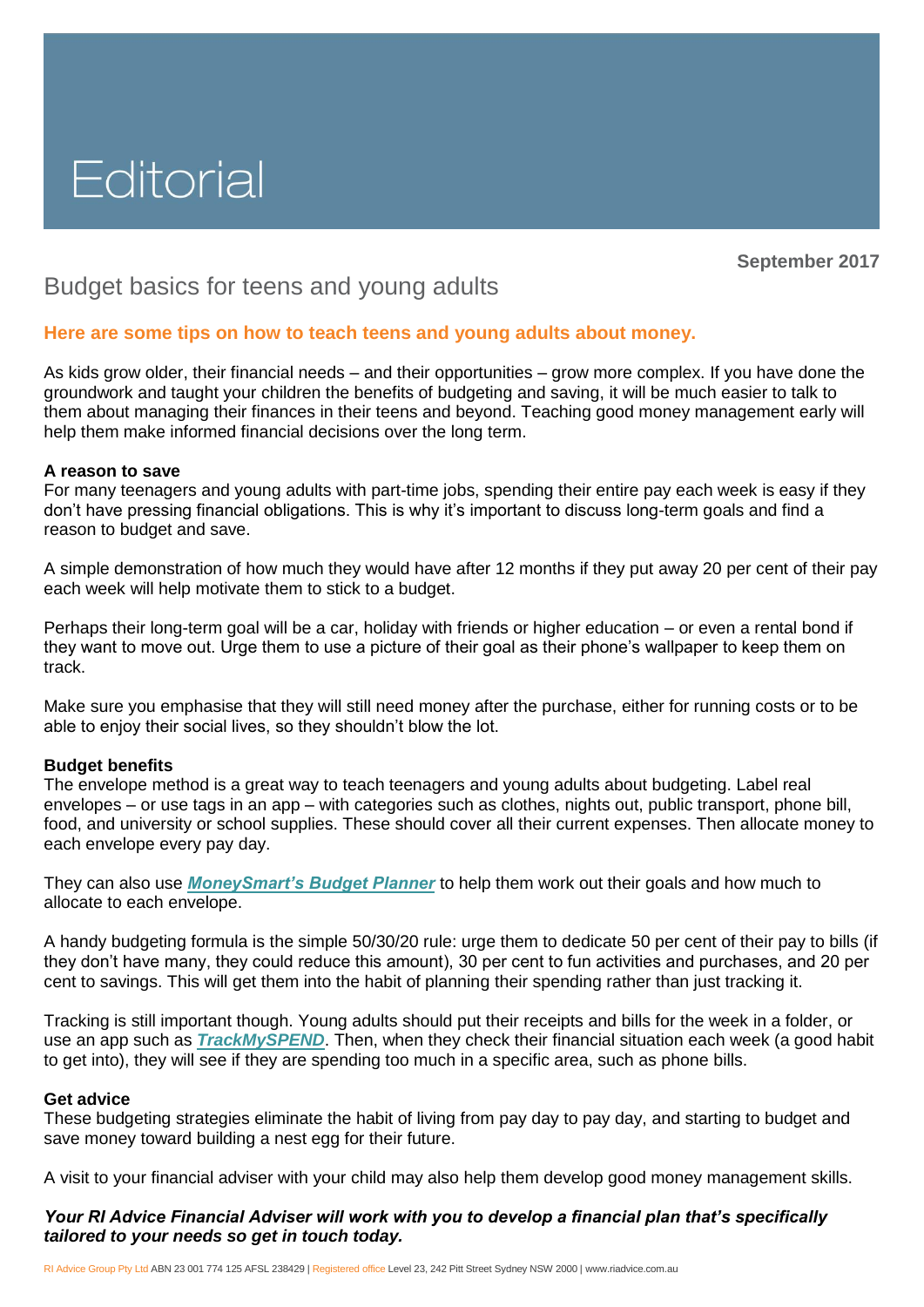# Editorial

**September 2017**

## Budget basics for teens and young adults

**Here are some tips on how to teach teens and young adults about money.**

As kids grow older, their financial needs – and their opportunities – grow more complex. If you have done the groundwork and taught your children the benefits of budgeting and saving, it will be much easier to talk to them about managing their finances in their teens and beyond. Teaching good money management early will help them make informed financial decisions over the long term.

### A reason to save

For many teenagers and young adults with part-time jobs, spending their entire pay each week is easy if they don't have pressing financial obligations. This is why it's important to discuss long-term goals and find a reason to budget and save.

A simple demonstration of how much they would have after 12 months if they put away 20 per cent of their pay each week will help motivate them to stick to a budget.

Perhaps their long-term goal will be a car, holiday with friends or higher education – or even a rental bond if they want to move out. Urge them to use a picture of their goal as their phone's wallpaper to keep them on track.

Make sure you emphasise that they will still need money after the purchase, either for running costs or to be able to enjoy their social lives, so they shouldn't blow the lot.

### Budget benefits

The envelope method is a great way to teach teenagers and young adults about budgeting. Label real envelopes – or use tags in an app – with categories such as clothes, nights out, public transport, phone bill, food, and university or school supplies. These should cover all their current expenses. Then allocate money to each envelope every pay day.

They can also use ***MoneySmart's Budget Planner*** to help them work out their goals and how much to allocate to each envelope.

A handy budgeting formula is the simple 50/30/20 rule: urge them to dedicate 50 per cent of their pay to bills (if they don't have many, they could reduce this amount), 30 per cent to fun activities and purchases, and 20 per cent to savings. This will get them into the habit of planning their spending rather than just tracking it.

Tracking is still important though. Young adults should put their receipts and bills for the week in a folder, or use an app such as ***TrackMySPEND***. Then, when they check their financial situation each week (a good habit to get into), they will see if they are spending too much in a specific area, such as phone bills.

### Get advice

These budgeting strategies eliminate the habit of living from pay day to pay day, and starting to budget and save money toward building a nest egg for their future.

A visit to your financial adviser with your child may also help them develop good money management skills.

***Your RI Advice Financial Adviser will work with you to develop a financial plan that's specifically tailored to your needs so get in touch today.***

RI Advice Group Pty Ltd ABN 23 001 774 125 AFSL 238429 | Registered office Level 23, 242 Pitt Street Sydney NSW 2000 | www.riadvice.com.au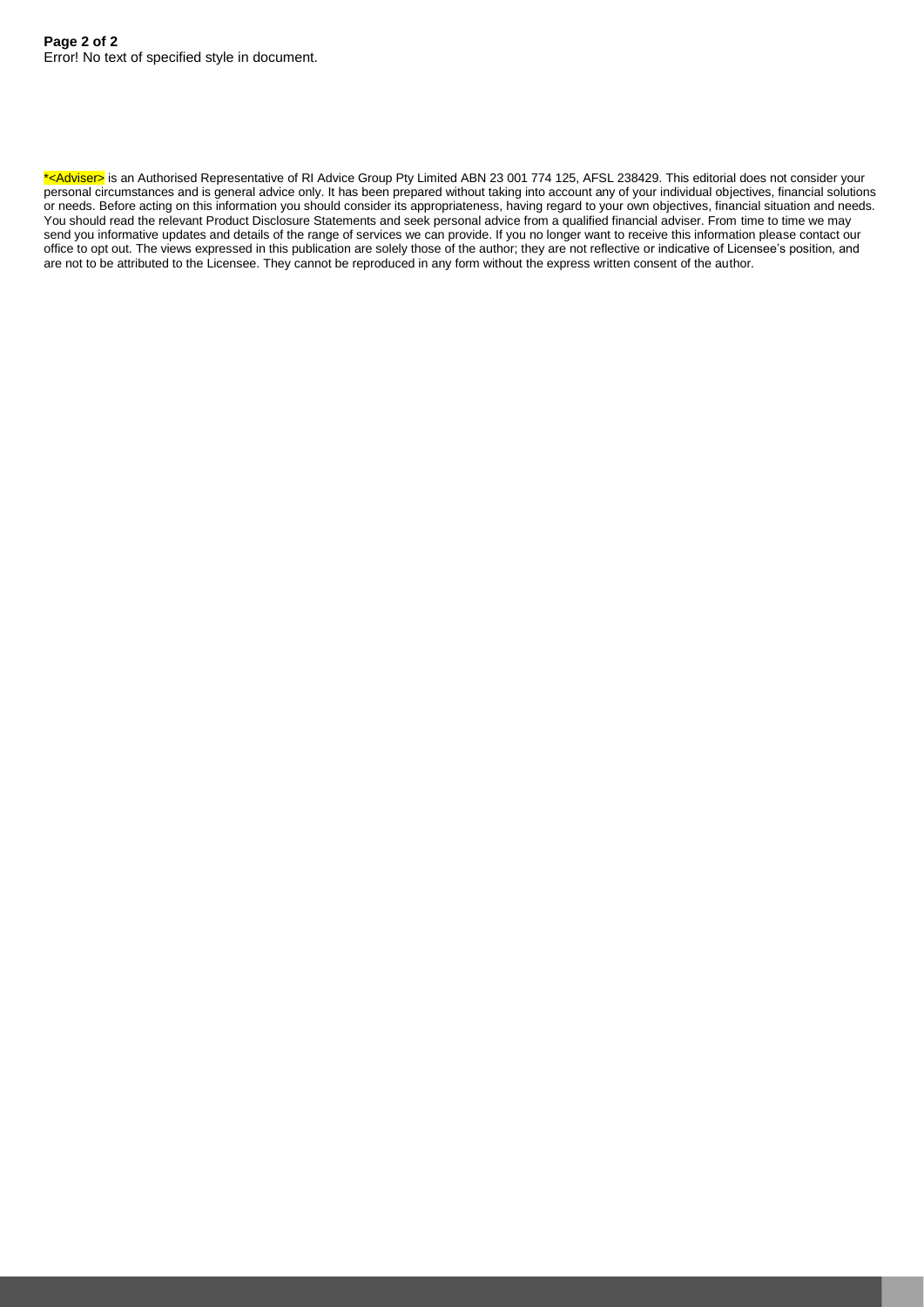Error! No text of specified style in document.

*<Adviser> is an Authorised Representative of RI Advice Group Pty Limited ABN 23 001 774 125, AFSL 238429. This editorial does not consider your personal circumstances and is general advice only. It has been prepared without taking into account any of your individual objectives, financial solutions or needs. Before acting on this information you should consider its appropriateness, having regard to your own objectives, financial situation and needs. You should read the relevant Product Disclosure Statements and seek personal advice from a qualified financial adviser. From time to time we may send you informative updates and details of the range of services we can provide. If you no longer want to receive this information please contact our office to opt out. The views expressed in this publication are solely those of the author; they are not reflective or indicative of Licensee's position, and are not to be attributed to the Licensee. They cannot be reproduced in any form without the express written consent of the author.